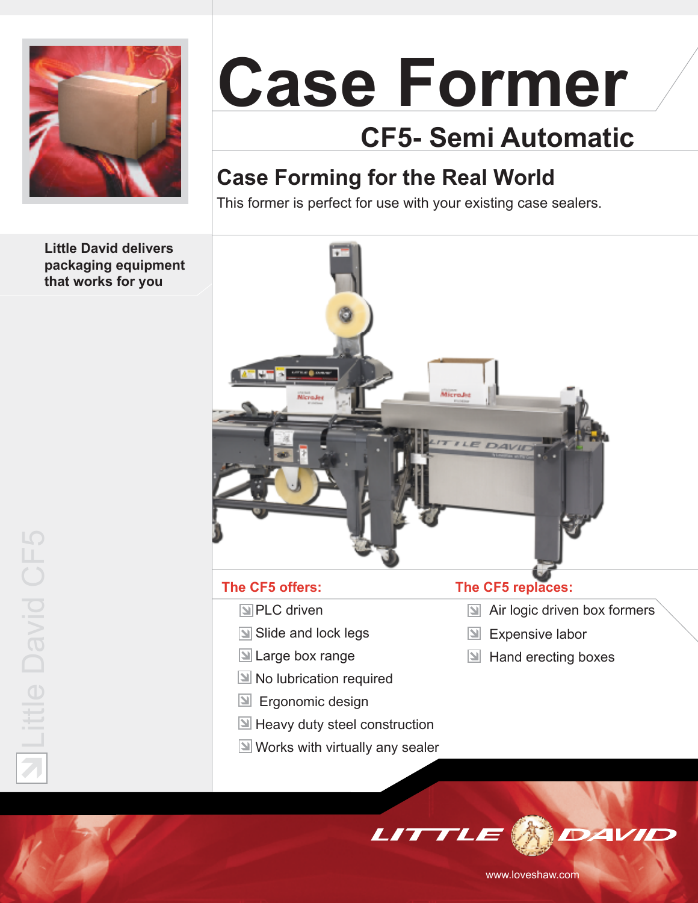# Case Former

## CF5- Semi Automatic

### Case Forming for the Real World

This former is perfect for use with your existing case sealers.

**Little David delivers packaging equipment that works for you**

Little David CF5

#### The CF5 offers:

- PLC driven
- Slide and lock legs
- Large box range
- No lubrication required
- Ergonomic design
- Heavy duty steel construction
- Works with virtually any sealer

#### The CF5 replaces:

- Air logic driven box formers
- Expensive labor
- Hand erecting boxes

LITTLE DAVID

www.loveshaw.com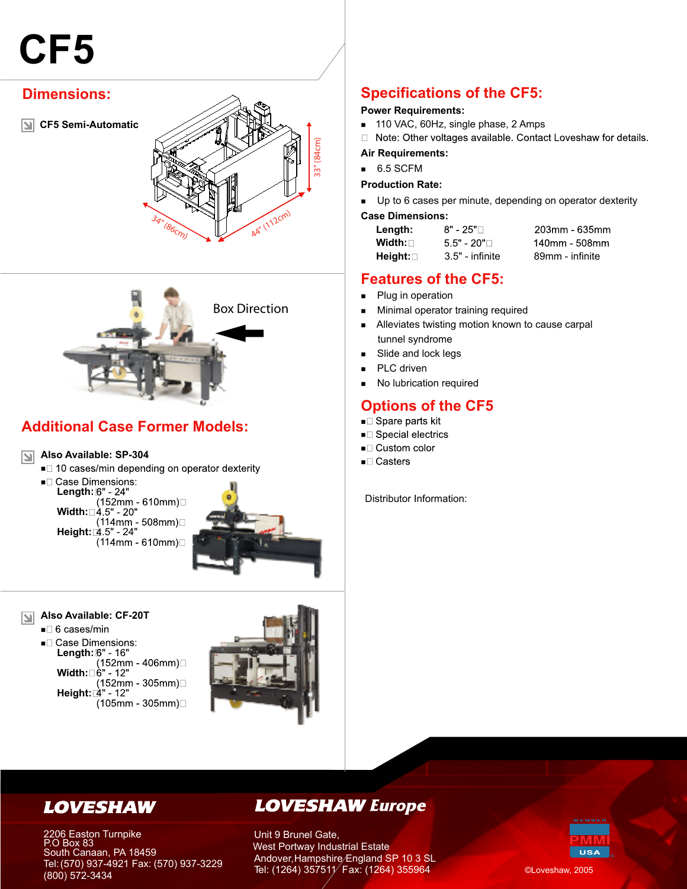# CF5

## Dimensions:

**CF5 Semi-Automatic**

33" (84cm)

34" (86cm)

44" (112cm)

Box Direction

## Additional Case Former Models:

**Also Available: SP-304**

- 10 cases/min depending on operator dexterity
- Case Dimensions:
  - **Length:** 6" - 24" (152mm - 610mm)
  - **Width:** 4.5" - 20" (114mm - 508mm)
  - **Height:** 4.5" - 24" (114mm - 610mm)

**Also Available: CF-20T**

- 6 cases/min
- Case Dimensions:
  - **Length:** 6" - 16" (152mm - 406mm)
  - **Width:** 6" - 12" (152mm - 305mm)
  - **Height:** 4" - 12" (105mm - 305mm)

## Specifications of the CF5:

**Power Requirements:**

- 110 VAC, 60Hz, single phase, 2 Amps
- Note: Other voltages available. Contact Loveshaw for details.

**Air Requirements:**

- 6.5 SCFM

**Production Rate:**

- Up to 6 cases per minute, depending on operator dexterity

**Case Dimensions:**

| | | |
|---|---|---|
| **Length:** | 8" - 25" | 203mm - 635mm |
| **Width:** | 5.5" - 20" | 140mm - 508mm |
| **Height:** | 3.5" - infinite | 89mm - infinite |

## Features of the CF5:

- Plug in operation
- Minimal operator training required
- Alleviates twisting motion known to cause carpal tunnel syndrome
- Slide and lock legs
- PLC driven
- No lubrication required

## Options of the CF5

- Spare parts kit
- Special electrics
- Custom color
- Casters

Distributor Information:

**LOVESHAW**

2206 Easton Turnpike
P.O Box 83
South Canaan, PA 18459
Tel: (570) 937-4921 Fax: (570) 937-3229
(800) 572-3434

**LOVESHAW Europe**

Unit 9 Brunel Gate,
West Portway Industrial Estate
Andover, Hampshire England SP 10 3 SL
Tel: (1264) 357511 Fax: (1264) 355964

MEMBER PMMI USA

©Loveshaw, 2005